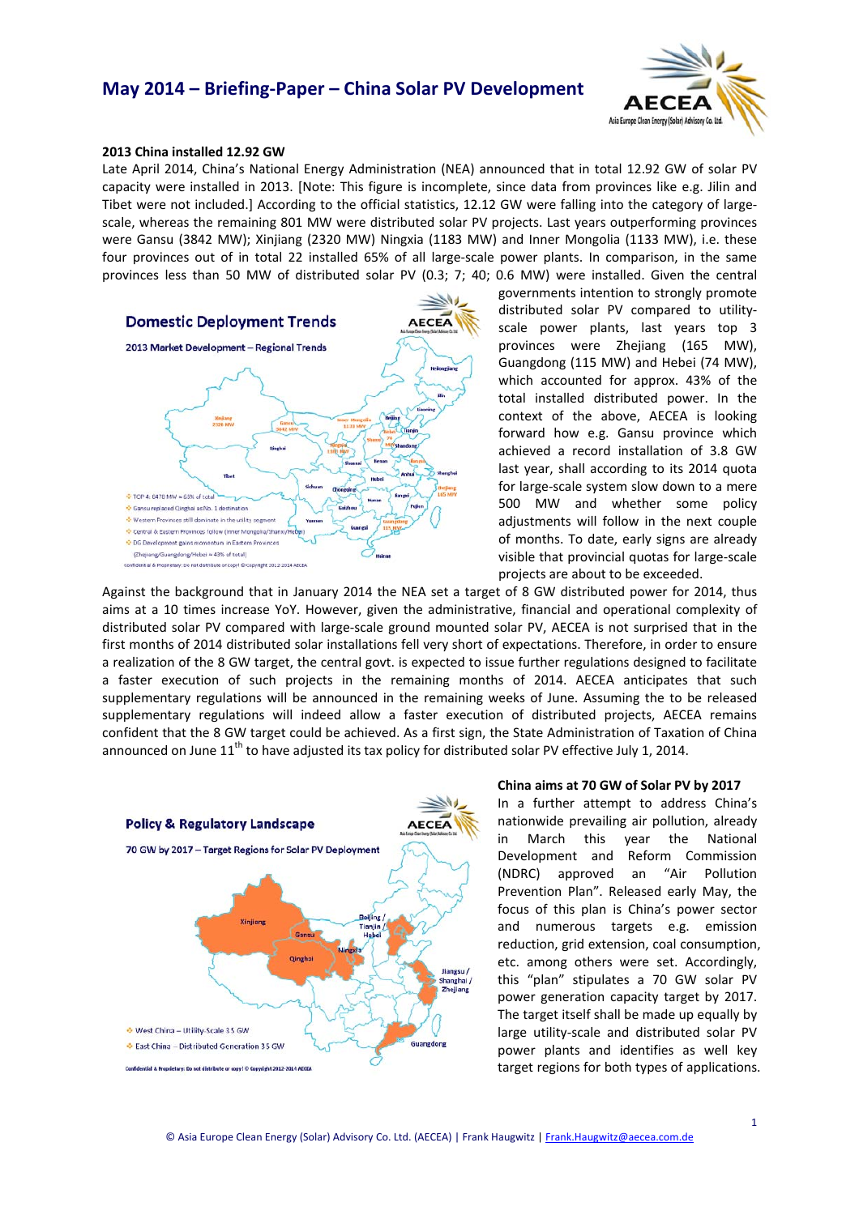# May 2014 – Briefing-Paper – China Solar PV Development

### 2013 China installed 12.92 GW

Late April 2014, China's National Energy Administration (NEA) announced that in total 12.92 GW of solar PV capacity were installed in 2013. [Note: This figure is incomplete, since data from provinces like e.g. Jilin and Tibet were not included.] According to the official statistics, 12.12 GW were falling into the category of large-scale, whereas the remaining 801 MW were distributed solar PV projects. Last years outperforming provinces were Gansu (3842 MW); Xinjiang (2320 MW) Ningxia (1183 MW) and Inner Mongolia (1133 MW), i.e. these four provinces out of in total 22 installed 65% of all large-scale power plants. In comparison, in the same provinces less than 50 MW of distributed solar PV (0.3; 7; 40; 0.6 MW) were installed. Given the central governments intention to strongly promote distributed solar PV compared to utility-scale power plants, last years top 3 provinces were Zhejiang (165 MW), Guangdong (115 MW) and Hebei (74 MW), which accounted for approx. 43% of the total installed distributed power. In the context of the above, AECEA is looking forward how e.g. Gansu province which achieved a record installation of 3.8 GW last year, shall according to its 2014 quota for large-scale system slow down to a mere 500 MW and whether some policy adjustments will follow in the next couple of months. To date, early signs are already visible that provincial quotas for large-scale projects are about to be exceeded.

Against the background that in January 2014 the NEA set a target of 8 GW distributed power for 2014, thus aims at a 10 times increase YoY. However, given the administrative, financial and operational complexity of distributed solar PV compared with large-scale ground mounted solar PV, AECEA is not surprised that in the first months of 2014 distributed solar installations fell very short of expectations. Therefore, in order to ensure a realization of the 8 GW target, the central govt. is expected to issue further regulations designed to facilitate a faster execution of such projects in the remaining months of 2014. AECEA anticipates that such supplementary regulations will be announced in the remaining weeks of June. Assuming the to be released supplementary regulations will indeed allow a faster execution of distributed projects, AECEA remains confident that the 8 GW target could be achieved. As a first sign, the State Administration of Taxation of China announced on June 11th to have adjusted its tax policy for distributed solar PV effective July 1, 2014.

### China aims at 70 GW of Solar PV by 2017

In a further attempt to address China's nationwide prevailing air pollution, already in March this year the National Development and Reform Commission (NDRC) approved an "Air Pollution Prevention Plan". Released early May, the focus of this plan is China's power sector and numerous targets e.g. emission reduction, grid extension, coal consumption, etc. among others were set. Accordingly, this "plan" stipulates a 70 GW solar PV power generation capacity target by 2017. The target itself shall be made up equally by large utility-scale and distributed solar PV power plants and identifies as well key target regions for both types of applications.

© Asia Europe Clean Energy (Solar) Advisory Co. Ltd. (AECEA) | Frank Haugwitz | Frank.Haugwitz@aecea.com.de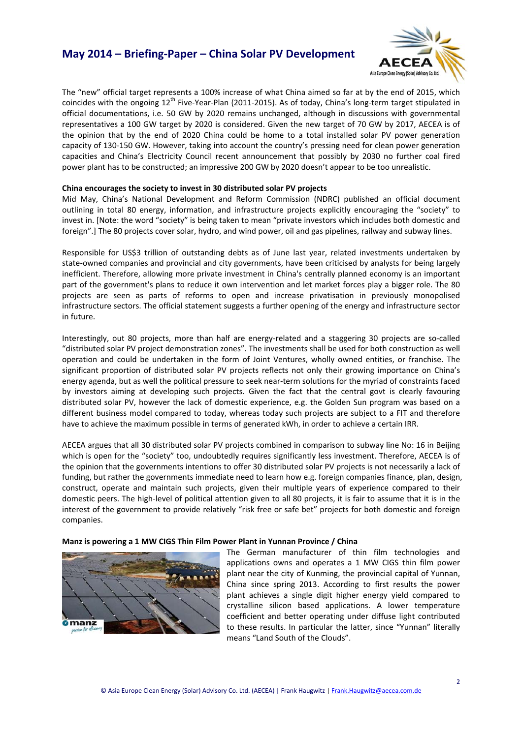The "new" official target represents a 100% increase of what China aimed so far at by the end of 2015, which coincides with the ongoing 12th Five-Year-Plan (2011-2015). As of today, China's long-term target stipulated in official documentations, i.e. 50 GW by 2020 remains unchanged, although in discussions with governmental representatives a 100 GW target by 2020 is considered. Given the new target of 70 GW by 2017, AECEA is of the opinion that by the end of 2020 China could be home to a total installed solar PV power generation capacity of 130-150 GW. However, taking into account the country's pressing need for clean power generation capacities and China's Electricity Council recent announcement that possibly by 2030 no further coal fired power plant has to be constructed; an impressive 200 GW by 2020 doesn't appear to be too unrealistic.

**China encourages the society to invest in 30 distributed solar PV projects**

Mid May, China's National Development and Reform Commission (NDRC) published an official document outlining in total 80 energy, information, and infrastructure projects explicitly encouraging the "society" to invest in. [Note: the word "society" is being taken to mean "private investors which includes both domestic and foreign".] The 80 projects cover solar, hydro, and wind power, oil and gas pipelines, railway and subway lines.

Responsible for US$3 trillion of outstanding debts as of June last year, related investments undertaken by state-owned companies and provincial and city governments, have been criticised by analysts for being largely inefficient. Therefore, allowing more private investment in China's centrally planned economy is an important part of the government's plans to reduce it own intervention and let market forces play a bigger role. The 80 projects are seen as parts of reforms to open and increase privatisation in previously monopolised infrastructure sectors. The official statement suggests a further opening of the energy and infrastructure sector in future.

Interestingly, out 80 projects, more than half are energy-related and a staggering 30 projects are so-called "distributed solar PV project demonstration zones". The investments shall be used for both construction as well operation and could be undertaken in the form of Joint Ventures, wholly owned entities, or franchise. The significant proportion of distributed solar PV projects reflects not only their growing importance on China's energy agenda, but as well the political pressure to seek near-term solutions for the myriad of constraints faced by investors aiming at developing such projects. Given the fact that the central govt is clearly favouring distributed solar PV, however the lack of domestic experience, e.g. the Golden Sun program was based on a different business model compared to today, whereas today such projects are subject to a FIT and therefore have to achieve the maximum possible in terms of generated kWh, in order to achieve a certain IRR.

AECEA argues that all 30 distributed solar PV projects combined in comparison to subway line No: 16 in Beijing which is open for the "society" too, undoubtedly requires significantly less investment. Therefore, AECEA is of the opinion that the governments intentions to offer 30 distributed solar PV projects is not necessarily a lack of funding, but rather the governments immediate need to learn how e.g. foreign companies finance, plan, design, construct, operate and maintain such projects, given their multiple years of experience compared to their domestic peers. The high-level of political attention given to all 80 projects, it is fair to assume that it is in the interest of the government to provide relatively "risk free or safe bet" projects for both domestic and foreign companies.

**Manz is powering a 1 MW CIGS Thin Film Power Plant in Yunnan Province / China**

The German manufacturer of thin film technologies and applications owns and operates a 1 MW CIGS thin film power plant near the city of Kunming, the provincial capital of Yunnan, China since spring 2013. According to first results the power plant achieves a single digit higher energy yield compared to crystalline silicon based applications. A lower temperature coefficient and better operating under diffuse light contributed to these results. In particular the latter, since "Yunnan" literally means "Land South of the Clouds".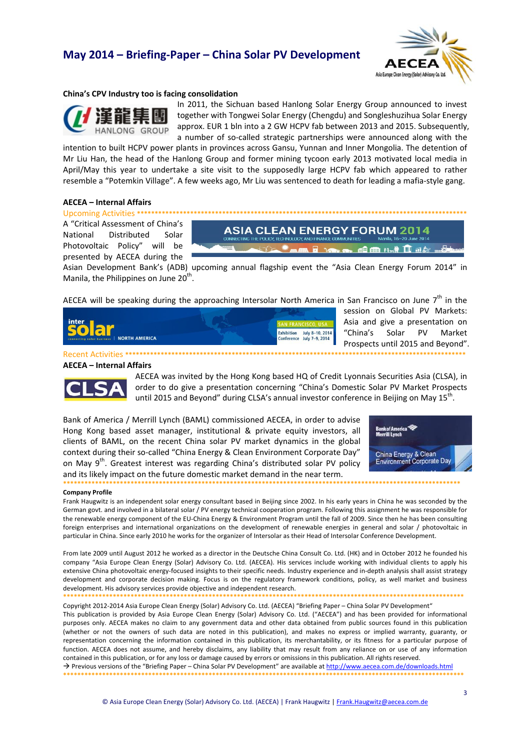### China's CPV Industry too is facing consolidation

In 2011, the Sichuan based Hanlong Solar Energy Group announced to invest together with Tongwei Solar Energy (Chengdu) and Songleshuzihua Solar Energy approx. EUR 1 bln into a 2 GW HCPV fab between 2013 and 2015. Subsequently, a number of so-called strategic partnerships were announced along with the intention to built HCPV power plants in provinces across Gansu, Yunnan and Inner Mongolia. The detention of Mr Liu Han, the head of the Hanlong Group and former mining tycoon early 2013 motivated local media in April/May this year to undertake a site visit to the supposedly large HCPV fab which appeared to rather resemble a "Potemkin Village". A few weeks ago, Mr Liu was sentenced to death for leading a mafia-style gang.

### AECEA – Internal Affairs

Upcoming Activities **************************************************************************************

A "Critical Assessment of China's National Distributed Solar Photovoltaic Policy" will be presented by AECEA during the Asian Development Bank's (ADB) upcoming annual flagship event the "Asia Clean Energy Forum 2014" in Manila, the Philippines on June 20th.

AECEA will be speaking during the approaching Intersolar North America in San Francisco on June 7th in the session on Global PV Markets: Asia and give a presentation on "China's Solar PV Market Prospects until 2015 and Beyond".

Recent Activities **************************************************************************************

### AECEA – Internal Affairs

AECEA was invited by the Hong Kong based HQ of Credit Lyonnais Securities Asia (CLSA), in order to do give a presentation concerning "China's Domestic Solar PV Market Prospects until 2015 and Beyond" during CLSA's annual investor conference in Beijing on May 15th.

Bank of America / Merrill Lynch (BAML) commissioned AECEA, in order to advise Hong Kong based asset manager, institutional & private equity investors, all clients of BAML, on the recent China solar PV market dynamics in the global context during their so-called "China Energy & Clean Environment Corporate Day" on May 9th. Greatest interest was regarding China's distributed solar PV policy and its likely impact on the future domestic market demand in the near term.

**************************************************************************************

**Company Profile**

Frank Haugwitz is an independent solar energy consultant based in Beijing since 2002. In his early years in China he was seconded by the German govt. and involved in a bilateral solar / PV energy technical cooperation program. Following this assignment he was responsible for the renewable energy component of the EU-China Energy & Environment Program until the fall of 2009. Since then he has been consulting foreign enterprises and international organizations on the development of renewable energies in general and solar / photovoltaic in particular in China. Since early 2010 he works for the organizer of Intersolar as their Head of Intersolar Conference Development.

From late 2009 until August 2012 he worked as a director in the Deutsche China Consult Co. Ltd. (HK) and in October 2012 he founded his company "Asia Europe Clean Energy (Solar) Advisory Co. Ltd. (AECEA). His services include working with individual clients to apply his extensive China photovoltaic energy-focused insights to their specific needs. Industry experience and in-depth analysis shall assist strategy development and corporate decision making. Focus is on the regulatory framework conditions, policy, as well market and business development. His advisory services provide objective and independent research.

**************************************************************************************

Copyright 2012-2014 Asia Europe Clean Energy (Solar) Advisory Co. Ltd. (AECEA) "Briefing Paper – China Solar PV Development"
This publication is provided by Asia Europe Clean Energy (Solar) Advisory Co. Ltd. ("AECEA") and has been provided for informational purposes only. AECEA makes no claim to any government data and other data obtained from public sources found in this publication (whether or not the owners of such data are noted in this publication), and makes no express or implied warranty, guaranty, or representation concerning the information contained in this publication, its merchantability, or its fitness for a particular purpose of function. AECEA does not assume, and hereby disclaims, any liability that may result from any reliance on or use of any information contained in this publication, or for any loss or damage caused by errors or omissions in this publication. All rights reserved.
→ Previous versions of the "Briefing Paper – China Solar PV Development" are available at http://www.aecea.com.de/downloads.html

**************************************************************************************